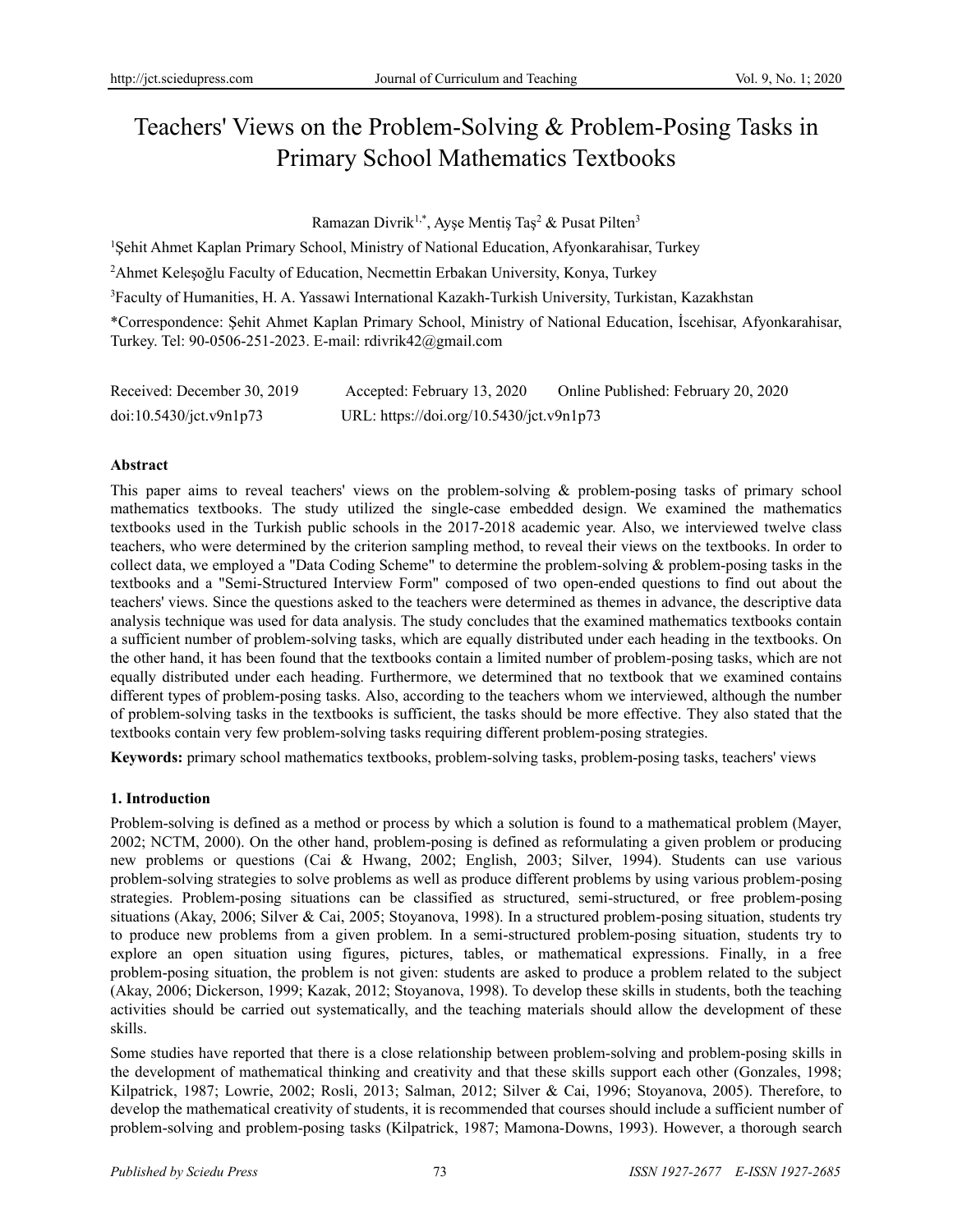# Teachers' Views on the Problem-Solving & Problem-Posing Tasks in Primary School Mathematics Textbooks

Ramazan Divrik[1,*], Ayşe Mentiş Taş[2] & Pusat Pilten[3]

[1]Şehit Ahmet Kaplan Primary School, Ministry of National Education, Afyonkarahisar, Turkey

[2]Ahmet Keleşoğlu Faculty of Education, Necmettin Erbakan University, Konya, Turkey

[3]Faculty of Humanities, H. A. Yassawi International Kazakh-Turkish University, Turkistan, Kazakhstan

*Correspondence: Şehit Ahmet Kaplan Primary School, Ministry of National Education, İscehisar, Afyonkarahisar, Turkey. Tel: 90-0506-251-2023. E-mail: rdivrik42@gmail.com

Received: December 30, 2019 Accepted: February 13, 2020 Online Published: February 20, 2020

doi:10.5430/jct.v9n1p73 URL: https://doi.org/10.5430/jct.v9n1p73

## Abstract

This paper aims to reveal teachers' views on the problem-solving & problem-posing tasks of primary school mathematics textbooks. The study utilized the single-case embedded design. We examined the mathematics textbooks used in the Turkish public schools in the 2017-2018 academic year. Also, we interviewed twelve class teachers, who were determined by the criterion sampling method, to reveal their views on the textbooks. In order to collect data, we employed a "Data Coding Scheme" to determine the problem-solving & problem-posing tasks in the textbooks and a "Semi-Structured Interview Form" composed of two open-ended questions to find out about the teachers' views. Since the questions asked to the teachers were determined as themes in advance, the descriptive data analysis technique was used for data analysis. The study concludes that the examined mathematics textbooks contain a sufficient number of problem-solving tasks, which are equally distributed under each heading in the textbooks. On the other hand, it has been found that the textbooks contain a limited number of problem-posing tasks, which are not equally distributed under each heading. Furthermore, we determined that no textbook that we examined contains different types of problem-posing tasks. Also, according to the teachers whom we interviewed, although the number of problem-solving tasks in the textbooks is sufficient, the tasks should be more effective. They also stated that the textbooks contain very few problem-solving tasks requiring different problem-posing strategies.

**Keywords:** primary school mathematics textbooks, problem-solving tasks, problem-posing tasks, teachers' views

## 1. Introduction

Problem-solving is defined as a method or process by which a solution is found to a mathematical problem (Mayer, 2002; NCTM, 2000). On the other hand, problem-posing is defined as reformulating a given problem or producing new problems or questions (Cai & Hwang, 2002; English, 2003; Silver, 1994). Students can use various problem-solving strategies to solve problems as well as produce different problems by using various problem-posing strategies. Problem-posing situations can be classified as structured, semi-structured, or free problem-posing situations (Akay, 2006; Silver & Cai, 2005; Stoyanova, 1998). In a structured problem-posing situation, students try to produce new problems from a given problem. In a semi-structured problem-posing situation, students try to explore an open situation using figures, pictures, tables, or mathematical expressions. Finally, in a free problem-posing situation, the problem is not given: students are asked to produce a problem related to the subject (Akay, 2006; Dickerson, 1999; Kazak, 2012; Stoyanova, 1998). To develop these skills in students, both the teaching activities should be carried out systematically, and the teaching materials should allow the development of these skills.

Some studies have reported that there is a close relationship between problem-solving and problem-posing skills in the development of mathematical thinking and creativity and that these skills support each other (Gonzales, 1998; Kilpatrick, 1987; Lowrie, 2002; Rosli, 2013; Salman, 2012; Silver & Cai, 1996; Stoyanova, 2005). Therefore, to develop the mathematical creativity of students, it is recommended that courses should include a sufficient number of problem-solving and problem-posing tasks (Kilpatrick, 1987; Mamona-Downs, 1993). However, a thorough search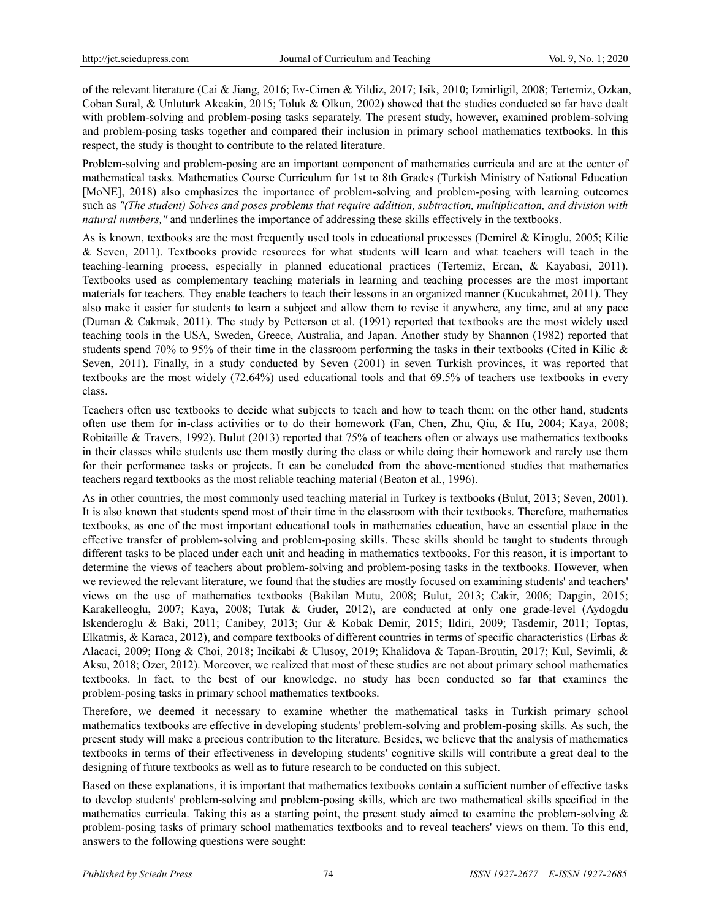of the relevant literature (Cai & Jiang, 2016; Ev-Cimen & Yildiz, 2017; Isik, 2010; Izmirligil, 2008; Tertemiz, Ozkan, Coban Sural, & Unluturk Akcakin, 2015; Toluk & Olkun, 2002) showed that the studies conducted so far have dealt with problem-solving and problem-posing tasks separately. The present study, however, examined problem-solving and problem-posing tasks together and compared their inclusion in primary school mathematics textbooks. In this respect, the study is thought to contribute to the related literature.

Problem-solving and problem-posing are an important component of mathematics curricula and are at the center of mathematical tasks. Mathematics Course Curriculum for 1st to 8th Grades (Turkish Ministry of National Education [MoNE], 2018) also emphasizes the importance of problem-solving and problem-posing with learning outcomes such as *"(The student) Solves and poses problems that require addition, subtraction, multiplication, and division with natural numbers,"* and underlines the importance of addressing these skills effectively in the textbooks.

As is known, textbooks are the most frequently used tools in educational processes (Demirel & Kiroglu, 2005; Kilic & Seven, 2011). Textbooks provide resources for what students will learn and what teachers will teach in the teaching-learning process, especially in planned educational practices (Tertemiz, Ercan, & Kayabasi, 2011). Textbooks used as complementary teaching materials in learning and teaching processes are the most important materials for teachers. They enable teachers to teach their lessons in an organized manner (Kucukahmet, 2011). They also make it easier for students to learn a subject and allow them to revise it anywhere, any time, and at any pace (Duman & Cakmak, 2011). The study by Petterson et al. (1991) reported that textbooks are the most widely used teaching tools in the USA, Sweden, Greece, Australia, and Japan. Another study by Shannon (1982) reported that students spend 70% to 95% of their time in the classroom performing the tasks in their textbooks (Cited in Kilic & Seven, 2011). Finally, in a study conducted by Seven (2001) in seven Turkish provinces, it was reported that textbooks are the most widely (72.64%) used educational tools and that 69.5% of teachers use textbooks in every class.

Teachers often use textbooks to decide what subjects to teach and how to teach them; on the other hand, students often use them for in-class activities or to do their homework (Fan, Chen, Zhu, Qiu, & Hu, 2004; Kaya, 2008; Robitaille & Travers, 1992). Bulut (2013) reported that 75% of teachers often or always use mathematics textbooks in their classes while students use them mostly during the class or while doing their homework and rarely use them for their performance tasks or projects. It can be concluded from the above-mentioned studies that mathematics teachers regard textbooks as the most reliable teaching material (Beaton et al., 1996).

As in other countries, the most commonly used teaching material in Turkey is textbooks (Bulut, 2013; Seven, 2001). It is also known that students spend most of their time in the classroom with their textbooks. Therefore, mathematics textbooks, as one of the most important educational tools in mathematics education, have an essential place in the effective transfer of problem-solving and problem-posing skills. These skills should be taught to students through different tasks to be placed under each unit and heading in mathematics textbooks. For this reason, it is important to determine the views of teachers about problem-solving and problem-posing tasks in the textbooks. However, when we reviewed the relevant literature, we found that the studies are mostly focused on examining students' and teachers' views on the use of mathematics textbooks (Bakilan Mutu, 2008; Bulut, 2013; Cakir, 2006; Dapgin, 2015; Karakelleoglu, 2007; Kaya, 2008; Tutak & Guder, 2012), are conducted at only one grade-level (Aydogdu Iskenderoglu & Baki, 2011; Canibey, 2013; Gur & Kobak Demir, 2015; Ildiri, 2009; Tasdemir, 2011; Toptas, Elkatmis, & Karaca, 2012), and compare textbooks of different countries in terms of specific characteristics (Erbas & Alacaci, 2009; Hong & Choi, 2018; Incikabi & Ulusoy, 2019; Khalidova & Tapan-Broutin, 2017; Kul, Sevimli, & Aksu, 2018; Ozer, 2012). Moreover, we realized that most of these studies are not about primary school mathematics textbooks. In fact, to the best of our knowledge, no study has been conducted so far that examines the problem-posing tasks in primary school mathematics textbooks.

Therefore, we deemed it necessary to examine whether the mathematical tasks in Turkish primary school mathematics textbooks are effective in developing students' problem-solving and problem-posing skills. As such, the present study will make a precious contribution to the literature. Besides, we believe that the analysis of mathematics textbooks in terms of their effectiveness in developing students' cognitive skills will contribute a great deal to the designing of future textbooks as well as to future research to be conducted on this subject.

Based on these explanations, it is important that mathematics textbooks contain a sufficient number of effective tasks to develop students' problem-solving and problem-posing skills, which are two mathematical skills specified in the mathematics curricula. Taking this as a starting point, the present study aimed to examine the problem-solving & problem-posing tasks of primary school mathematics textbooks and to reveal teachers' views on them. To this end, answers to the following questions were sought: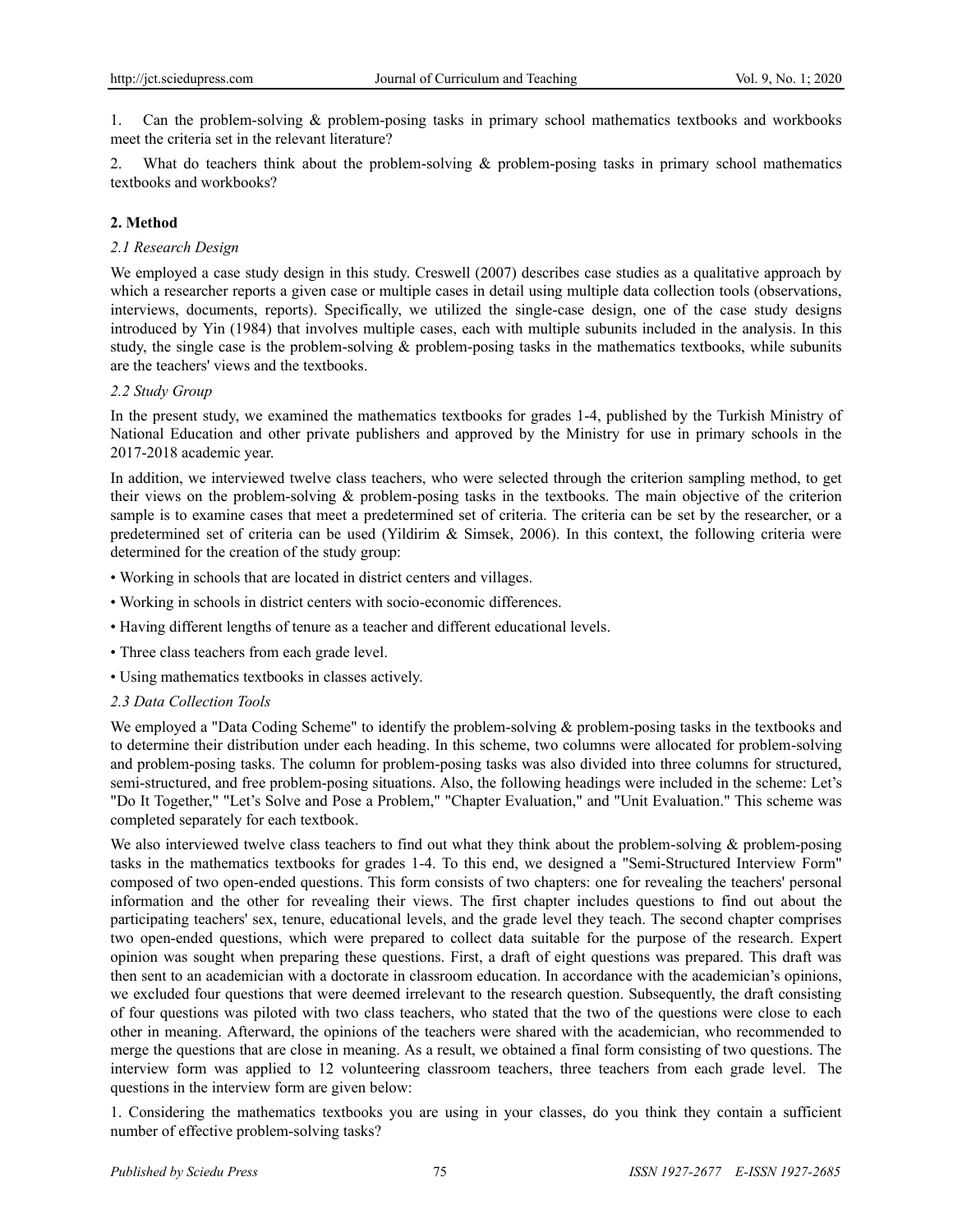1. Can the problem-solving & problem-posing tasks in primary school mathematics textbooks and workbooks meet the criteria set in the relevant literature?

2. What do teachers think about the problem-solving & problem-posing tasks in primary school mathematics textbooks and workbooks?

## 2. Method

### *2.1 Research Design*

We employed a case study design in this study. Creswell (2007) describes case studies as a qualitative approach by which a researcher reports a given case or multiple cases in detail using multiple data collection tools (observations, interviews, documents, reports). Specifically, we utilized the single-case design, one of the case study designs introduced by Yin (1984) that involves multiple cases, each with multiple subunits included in the analysis. In this study, the single case is the problem-solving & problem-posing tasks in the mathematics textbooks, while subunits are the teachers' views and the textbooks.

### *2.2 Study Group*

In the present study, we examined the mathematics textbooks for grades 1-4, published by the Turkish Ministry of National Education and other private publishers and approved by the Ministry for use in primary schools in the 2017-2018 academic year.

In addition, we interviewed twelve class teachers, who were selected through the criterion sampling method, to get their views on the problem-solving & problem-posing tasks in the textbooks. The main objective of the criterion sample is to examine cases that meet a predetermined set of criteria. The criteria can be set by the researcher, or a predetermined set of criteria can be used (Yildirim & Simsek, 2006). In this context, the following criteria were determined for the creation of the study group:

- Working in schools that are located in district centers and villages.
- Working in schools in district centers with socio-economic differences.
- Having different lengths of tenure as a teacher and different educational levels.
- Three class teachers from each grade level.
- Using mathematics textbooks in classes actively.

### *2.3 Data Collection Tools*

We employed a "Data Coding Scheme" to identify the problem-solving & problem-posing tasks in the textbooks and to determine their distribution under each heading. In this scheme, two columns were allocated for problem-solving and problem-posing tasks. The column for problem-posing tasks was also divided into three columns for structured, semi-structured, and free problem-posing situations. Also, the following headings were included in the scheme: Let's "Do It Together," "Let's Solve and Pose a Problem," "Chapter Evaluation," and "Unit Evaluation." This scheme was completed separately for each textbook.

We also interviewed twelve class teachers to find out what they think about the problem-solving & problem-posing tasks in the mathematics textbooks for grades 1-4. To this end, we designed a "Semi-Structured Interview Form" composed of two open-ended questions. This form consists of two chapters: one for revealing the teachers' personal information and the other for revealing their views. The first chapter includes questions to find out about the participating teachers' sex, tenure, educational levels, and the grade level they teach. The second chapter comprises two open-ended questions, which were prepared to collect data suitable for the purpose of the research. Expert opinion was sought when preparing these questions. First, a draft of eight questions was prepared. This draft was then sent to an academician with a doctorate in classroom education. In accordance with the academician's opinions, we excluded four questions that were deemed irrelevant to the research question. Subsequently, the draft consisting of four questions was piloted with two class teachers, who stated that the two of the questions were close to each other in meaning. Afterward, the opinions of the teachers were shared with the academician, who recommended to merge the questions that are close in meaning. As a result, we obtained a final form consisting of two questions. The interview form was applied to 12 volunteering classroom teachers, three teachers from each grade level. The questions in the interview form are given below:

1. Considering the mathematics textbooks you are using in your classes, do you think they contain a sufficient number of effective problem-solving tasks?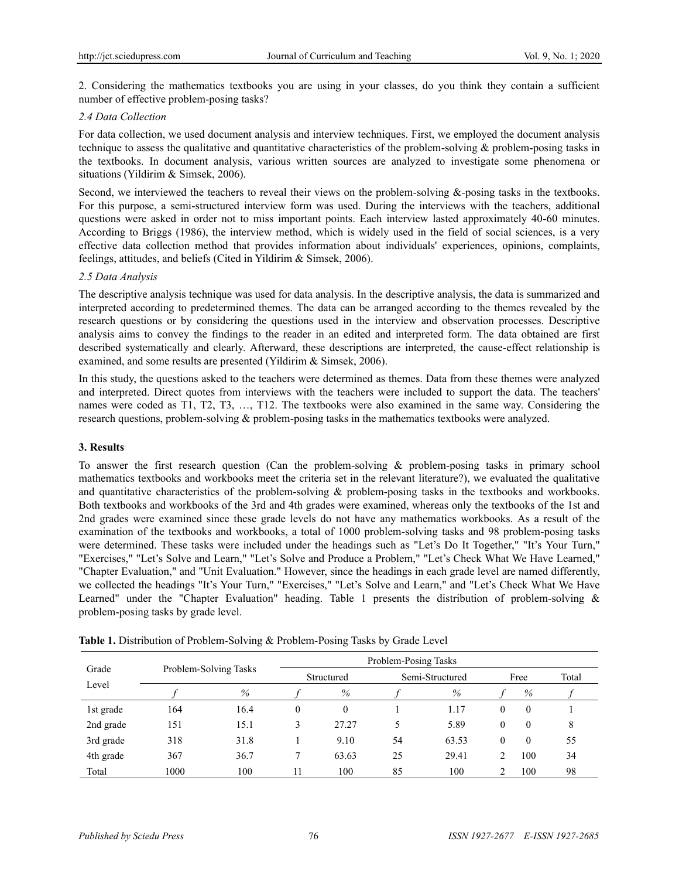2. Considering the mathematics textbooks you are using in your classes, do you think they contain a sufficient number of effective problem-posing tasks?

### *2.4 Data Collection*

For data collection, we used document analysis and interview techniques. First, we employed the document analysis technique to assess the qualitative and quantitative characteristics of the problem-solving & problem-posing tasks in the textbooks. In document analysis, various written sources are analyzed to investigate some phenomena or situations (Yildirim & Simsek, 2006).

Second, we interviewed the teachers to reveal their views on the problem-solving &-posing tasks in the textbooks. For this purpose, a semi-structured interview form was used. During the interviews with the teachers, additional questions were asked in order not to miss important points. Each interview lasted approximately 40-60 minutes. According to Briggs (1986), the interview method, which is widely used in the field of social sciences, is a very effective data collection method that provides information about individuals' experiences, opinions, complaints, feelings, attitudes, and beliefs (Cited in Yildirim & Simsek, 2006).

### *2.5 Data Analysis*

The descriptive analysis technique was used for data analysis. In the descriptive analysis, the data is summarized and interpreted according to predetermined themes. The data can be arranged according to the themes revealed by the research questions or by considering the questions used in the interview and observation processes. Descriptive analysis aims to convey the findings to the reader in an edited and interpreted form. The data obtained are first described systematically and clearly. Afterward, these descriptions are interpreted, the cause-effect relationship is examined, and some results are presented (Yildirim & Simsek, 2006).

In this study, the questions asked to the teachers were determined as themes. Data from these themes were analyzed and interpreted. Direct quotes from interviews with the teachers were included to support the data. The teachers' names were coded as T1, T2, T3, …, T12. The textbooks were also examined in the same way. Considering the research questions, problem-solving & problem-posing tasks in the mathematics textbooks were analyzed.

## **3. Results**

To answer the first research question (Can the problem-solving & problem-posing tasks in primary school mathematics textbooks and workbooks meet the criteria set in the relevant literature?), we evaluated the qualitative and quantitative characteristics of the problem-solving & problem-posing tasks in the textbooks and workbooks. Both textbooks and workbooks of the 3rd and 4th grades were examined, whereas only the textbooks of the 1st and 2nd grades were examined since these grade levels do not have any mathematics workbooks. As a result of the examination of the textbooks and workbooks, a total of 1000 problem-solving tasks and 98 problem-posing tasks were determined. These tasks were included under the headings such as "Let's Do It Together," "It's Your Turn," "Exercises," "Let's Solve and Learn," "Let's Solve and Produce a Problem," "Let's Check What We Have Learned," "Chapter Evaluation," and "Unit Evaluation." However, since the headings in each grade level are named differently, we collected the headings "It's Your Turn," "Exercises," "Let's Solve and Learn," and "Let's Check What We Have Learned" under the "Chapter Evaluation" heading. Table 1 presents the distribution of problem-solving & problem-posing tasks by grade level.

**Table 1.** Distribution of Problem-Solving & Problem-Posing Tasks by Grade Level

| Grade Level | Problem-Solving Tasks | | Problem-Posing Tasks | | | | | | |
|---|---|---|---|---|---|---|---|---|---|
| | | | Structured | | Semi-Structured | | Free | | Total |
| | *f* | % | *f* | % | *f* | % | *f* | % | *f* |
| 1st grade | 164 | 16.4 | 0 | 0 | 1 | 1.17 | 0 | 0 | 1 |
| 2nd grade | 151 | 15.1 | 3 | 27.27 | 5 | 5.89 | 0 | 0 | 8 |
| 3rd grade | 318 | 31.8 | 1 | 9.10 | 54 | 63.53 | 0 | 0 | 55 |
| 4th grade | 367 | 36.7 | 7 | 63.63 | 25 | 29.41 | 2 | 100 | 34 |
| Total | 1000 | 100 | 11 | 100 | 85 | 100 | 2 | 100 | 98 |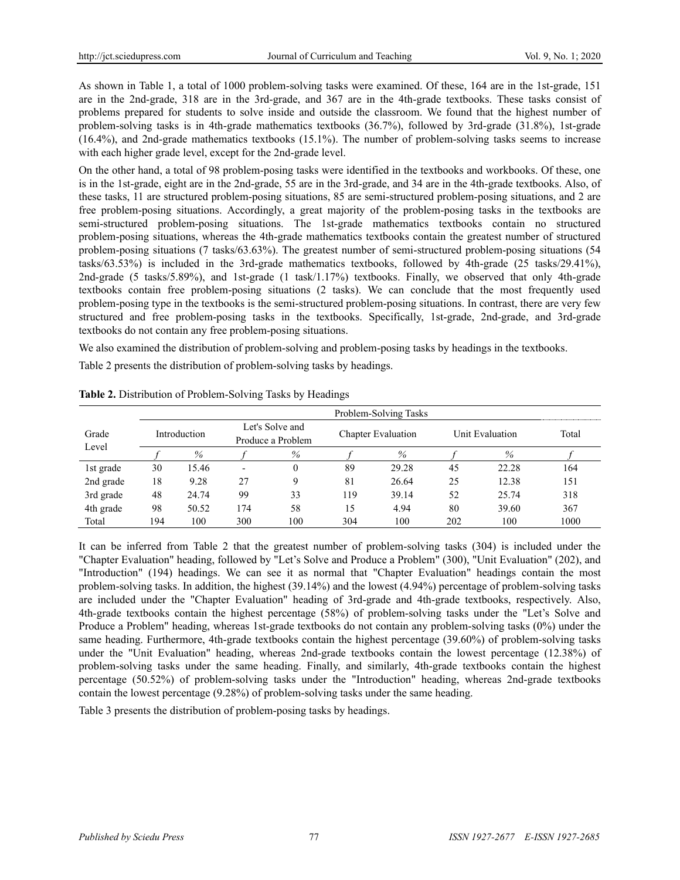As shown in Table 1, a total of 1000 problem-solving tasks were examined. Of these, 164 are in the 1st-grade, 151 are in the 2nd-grade, 318 are in the 3rd-grade, and 367 are in the 4th-grade textbooks. These tasks consist of problems prepared for students to solve inside and outside the classroom. We found that the highest number of problem-solving tasks is in 4th-grade mathematics textbooks (36.7%), followed by 3rd-grade (31.8%), 1st-grade (16.4%), and 2nd-grade mathematics textbooks (15.1%). The number of problem-solving tasks seems to increase with each higher grade level, except for the 2nd-grade level.

On the other hand, a total of 98 problem-posing tasks were identified in the textbooks and workbooks. Of these, one is in the 1st-grade, eight are in the 2nd-grade, 55 are in the 3rd-grade, and 34 are in the 4th-grade textbooks. Also, of these tasks, 11 are structured problem-posing situations, 85 are semi-structured problem-posing situations, and 2 are free problem-posing situations. Accordingly, a great majority of the problem-posing tasks in the textbooks are semi-structured problem-posing situations. The 1st-grade mathematics textbooks contain no structured problem-posing situations, whereas the 4th-grade mathematics textbooks contain the greatest number of structured problem-posing situations (7 tasks/63.63%). The greatest number of semi-structured problem-posing situations (54 tasks/63.53%) is included in the 3rd-grade mathematics textbooks, followed by 4th-grade (25 tasks/29.41%), 2nd-grade (5 tasks/5.89%), and 1st-grade (1 task/1.17%) textbooks. Finally, we observed that only 4th-grade textbooks contain free problem-posing situations (2 tasks). We can conclude that the most frequently used problem-posing type in the textbooks is the semi-structured problem-posing situations. In contrast, there are very few structured and free problem-posing tasks in the textbooks. Specifically, 1st-grade, 2nd-grade, and 3rd-grade textbooks do not contain any free problem-posing situations.

We also examined the distribution of problem-solving and problem-posing tasks by headings in the textbooks.

Table 2 presents the distribution of problem-solving tasks by headings.

**Table 2.** Distribution of Problem-Solving Tasks by Headings

| Grade Level | Problem-Solving Tasks | | | | | | | | |
|---|---|---|---|---|---|---|---|---|---|
| | Introduction | | Let's Solve and Produce a Problem | | Chapter Evaluation | | Unit Evaluation | | Total |
| | *f* | % | *f* | % | *f* | % | *f* | % | *f* |
| 1st grade | 30 | 15.46 | - | 0 | 89 | 29.28 | 45 | 22.28 | 164 |
| 2nd grade | 18 | 9.28 | 27 | 9 | 81 | 26.64 | 25 | 12.38 | 151 |
| 3rd grade | 48 | 24.74 | 99 | 33 | 119 | 39.14 | 52 | 25.74 | 318 |
| 4th grade | 98 | 50.52 | 174 | 58 | 15 | 4.94 | 80 | 39.60 | 367 |
| Total | 194 | 100 | 300 | 100 | 304 | 100 | 202 | 100 | 1000 |

It can be inferred from Table 2 that the greatest number of problem-solving tasks (304) is included under the "Chapter Evaluation" heading, followed by "Let's Solve and Produce a Problem" (300), "Unit Evaluation" (202), and "Introduction" (194) headings. We can see it as normal that "Chapter Evaluation" headings contain the most problem-solving tasks. In addition, the highest (39.14%) and the lowest (4.94%) percentage of problem-solving tasks are included under the "Chapter Evaluation" heading of 3rd-grade and 4th-grade textbooks, respectively. Also, 4th-grade textbooks contain the highest percentage (58%) of problem-solving tasks under the "Let's Solve and Produce a Problem" heading, whereas 1st-grade textbooks do not contain any problem-solving tasks (0%) under the same heading. Furthermore, 4th-grade textbooks contain the highest percentage (39.60%) of problem-solving tasks under the "Unit Evaluation" heading, whereas 2nd-grade textbooks contain the lowest percentage (12.38%) of problem-solving tasks under the same heading. Finally, and similarly, 4th-grade textbooks contain the highest percentage (50.52%) of problem-solving tasks under the "Introduction" heading, whereas 2nd-grade textbooks contain the lowest percentage (9.28%) of problem-solving tasks under the same heading.

Table 3 presents the distribution of problem-posing tasks by headings.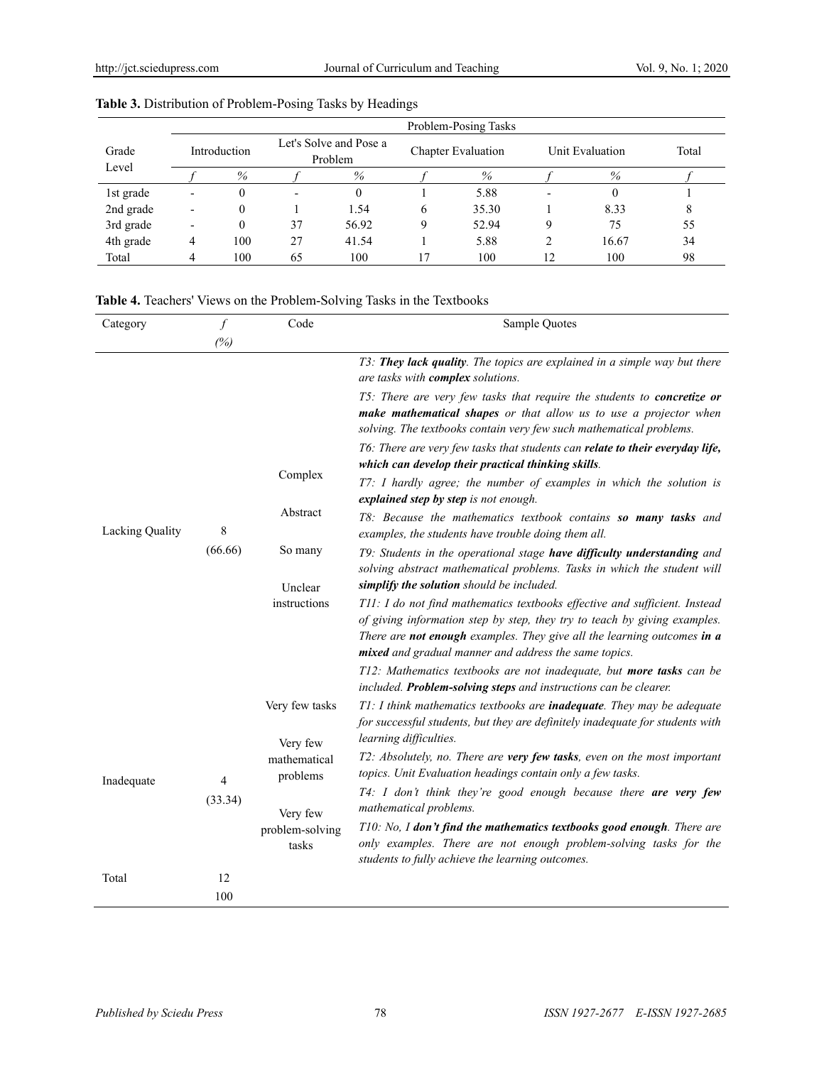**Table 3.** Distribution of Problem-Posing Tasks by Headings

| Grade Level | Problem-Posing Tasks | | | | | | | | |
|---|---|---|---|---|---|---|---|---|---|
| | Introduction | | Let's Solve and Pose a Problem | | Chapter Evaluation | | Unit Evaluation | | Total |
| | *f* | % | *f* | % | *f* | % | *f* | % | *f* |
| 1st grade | - | 0 | - | 0 | 1 | 5.88 | - | 0 | 1 |
| 2nd grade | - | 0 | 1 | 1.54 | 6 | 35.30 | 1 | 8.33 | 8 |
| 3rd grade | - | 0 | 37 | 56.92 | 9 | 52.94 | 9 | 75 | 55 |
| 4th grade | 4 | 100 | 27 | 41.54 | 1 | 5.88 | 2 | 16.67 | 34 |
| Total | 4 | 100 | 65 | 100 | 17 | 100 | 12 | 100 | 98 |

**Table 4.** Teachers' Views on the Problem-Solving Tasks in the Textbooks

| Category | *f* (%) | Code | Sample Quotes |
|---|---|---|---|
| Lacking Quality | 8 (66.66) | Complex<br>Abstract<br>So many<br>Unclear instructions | *T3: **They lack quality**. The topics are explained in a simple way but there are tasks with **complex** solutions.*<br>*T5: There are very few tasks that require the students to **concretize or make mathematical shapes** or that allow us to use a projector when solving. The textbooks contain very few such mathematical problems.*<br>*T6: There are very few tasks that students can **relate to their everyday life, which can develop their practical thinking skills**.*<br>*T7: I hardly agree; the number of examples in which the solution is **explained step by step** is not enough.*<br>*T8: Because the mathematics textbook contains **so many tasks** and examples, the students have trouble doing them all.*<br>*T9: Students in the operational stage **have difficulty understanding** and solving abstract mathematical problems. Tasks in which the student will **simplify the solution** should be included.*<br>*T11: I do not find mathematics textbooks effective and sufficient. Instead of giving information step by step, they try to teach by giving examples. There are **not enough** examples. They give all the learning outcomes **in a mixed** and gradual manner and address the same topics.*<br>*T12: Mathematics textbooks are not inadequate, but **more tasks** can be included. **Problem-solving steps** and instructions can be clearer.* |
| Inadequate | 4 (33.34) | Very few tasks<br>Very few mathematical problems<br>Very few problem-solving tasks | *T1: I think mathematics textbooks are **inadequate**. They may be adequate for successful students, but they are definitely inadequate for students with learning difficulties.*<br>*T2: Absolutely, no. There are **very few tasks**, even on the most important topics. Unit Evaluation headings contain only a few tasks.*<br>*T4: I don't think they're good enough because there **are very few** mathematical problems.*<br>*T10: No, I **don't find the mathematics textbooks good enough**. There are only examples. There are not enough problem-solving tasks for the students to fully achieve the learning outcomes.* |
| Total | 12 100 | | |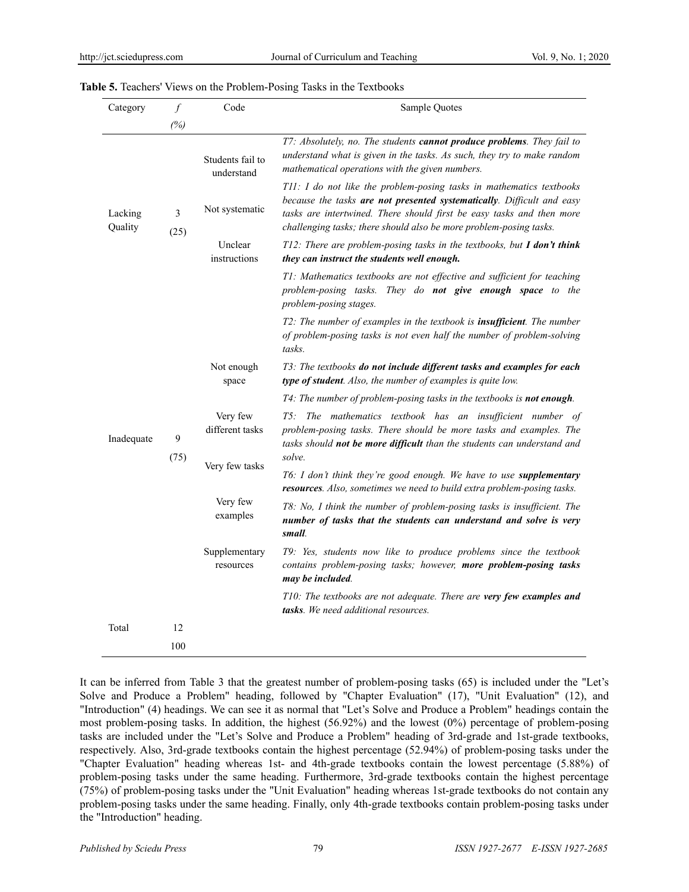**Table 5.** Teachers' Views on the Problem-Posing Tasks in the Textbooks

| Category | f (%) | Code | Sample Quotes |
|---|---|---|---|
| Lacking Quality | 3 (25) | Students fail to understand | *T7: Absolutely, no. The students **cannot produce problems**. They fail to understand what is given in the tasks. As such, they try to make random mathematical operations with the given numbers.* |
| | | Not systematic | *T11: I do not like the problem-posing tasks in mathematics textbooks because the tasks **are not presented systematically**. Difficult and easy tasks are intertwined. There should first be easy tasks and then more challenging tasks; there should also be more problem-posing tasks.* |
| | | Unclear instructions | *T12: There are problem-posing tasks in the textbooks, but **I don't think they can instruct the students well enough.*** |
| Inadequate | 9 (75) | Not enough space | *T1: Mathematics textbooks are not effective and sufficient for teaching problem-posing tasks. They do **not give enough space** to the problem-posing stages.* |
| | | Very few different tasks | *T2: The number of examples in the textbook is **insufficient**. The number of problem-posing tasks is not even half the number of problem-solving tasks.* |
| | | Very few tasks | *T3: The textbooks **do not include different tasks and examples for each type of student**. Also, the number of examples is quite low.* |
| | | Very few examples | *T4: The number of problem-posing tasks in the textbooks is **not enough**.* |
| | | Supplementary resources | *T5: The mathematics textbook has an insufficient number of problem-posing tasks. There should be more tasks and examples. The tasks should **not be more difficult** than the students can understand and solve.* |
| | | | *T6: I don't think they're good enough. We have to use **supplementary resources**. Also, sometimes we need to build extra problem-posing tasks.* |
| | | | *T8: No, I think the number of problem-posing tasks is insufficient. The **number of tasks that the students can understand and solve is very small**.* |
| | | | *T9: Yes, students now like to produce problems since the textbook contains problem-posing tasks; however, **more problem-posing tasks may be included**.* |
| | | | *T10: The textbooks are not adequate. There are **very few examples and tasks**. We need additional resources.* |
| Total | 12 (100) | | |

It can be inferred from Table 3 that the greatest number of problem-posing tasks (65) is included under the "Let's Solve and Produce a Problem" heading, followed by "Chapter Evaluation" (17), "Unit Evaluation" (12), and "Introduction" (4) headings. We can see it as normal that "Let's Solve and Produce a Problem" headings contain the most problem-posing tasks. In addition, the highest (56.92%) and the lowest (0%) percentage of problem-posing tasks are included under the "Let's Solve and Produce a Problem" heading of 3rd-grade and 1st-grade textbooks, respectively. Also, 3rd-grade textbooks contain the highest percentage (52.94%) of problem-posing tasks under the "Chapter Evaluation" heading whereas 1st- and 4th-grade textbooks contain the lowest percentage (5.88%) of problem-posing tasks under the same heading. Furthermore, 3rd-grade textbooks contain the highest percentage (75%) of problem-posing tasks under the "Unit Evaluation" heading whereas 1st-grade textbooks do not contain any problem-posing tasks under the same heading. Finally, only 4th-grade textbooks contain problem-posing tasks under the "Introduction" heading.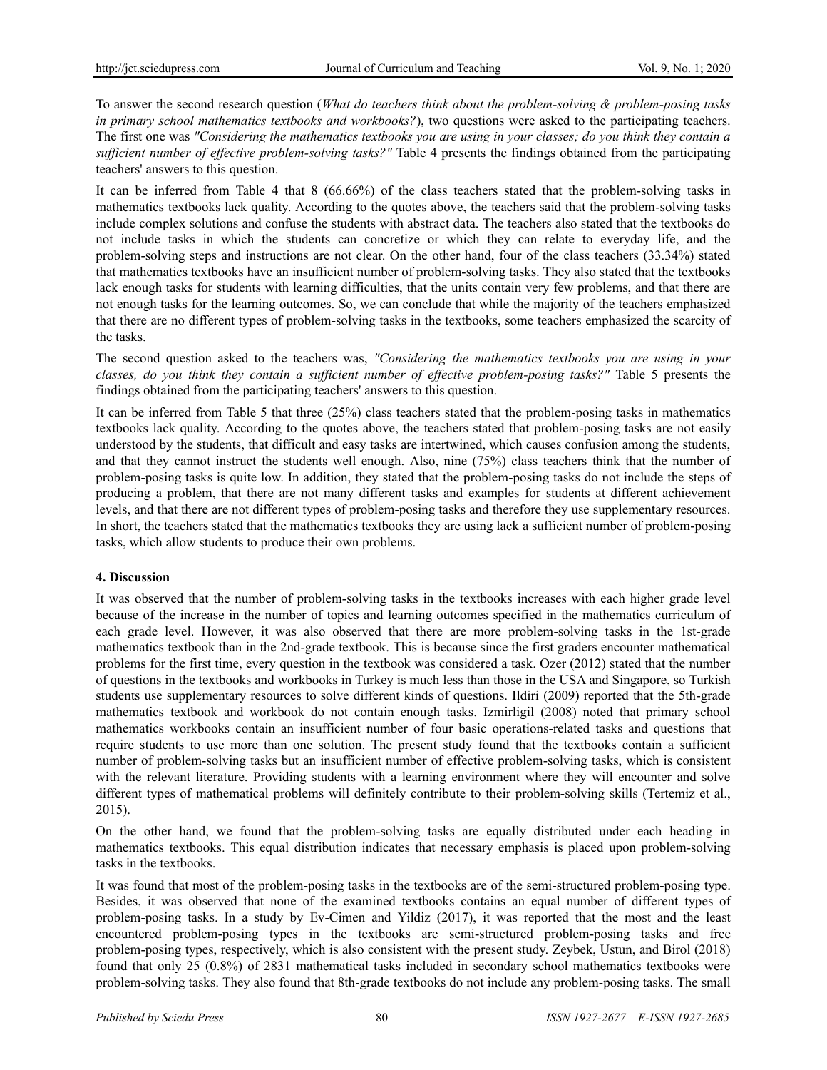To answer the second research question (*What do teachers think about the problem-solving & problem-posing tasks in primary school mathematics textbooks and workbooks?*), two questions were asked to the participating teachers. The first one was *"Considering the mathematics textbooks you are using in your classes; do you think they contain a sufficient number of effective problem-solving tasks?"* Table 4 presents the findings obtained from the participating teachers' answers to this question.

It can be inferred from Table 4 that 8 (66.66%) of the class teachers stated that the problem-solving tasks in mathematics textbooks lack quality. According to the quotes above, the teachers said that the problem-solving tasks include complex solutions and confuse the students with abstract data. The teachers also stated that the textbooks do not include tasks in which the students can concretize or which they can relate to everyday life, and the problem-solving steps and instructions are not clear. On the other hand, four of the class teachers (33.34%) stated that mathematics textbooks have an insufficient number of problem-solving tasks. They also stated that the textbooks lack enough tasks for students with learning difficulties, that the units contain very few problems, and that there are not enough tasks for the learning outcomes. So, we can conclude that while the majority of the teachers emphasized that there are no different types of problem-solving tasks in the textbooks, some teachers emphasized the scarcity of the tasks.

The second question asked to the teachers was, *"Considering the mathematics textbooks you are using in your classes, do you think they contain a sufficient number of effective problem-posing tasks?"* Table 5 presents the findings obtained from the participating teachers' answers to this question.

It can be inferred from Table 5 that three (25%) class teachers stated that the problem-posing tasks in mathematics textbooks lack quality. According to the quotes above, the teachers stated that problem-posing tasks are not easily understood by the students, that difficult and easy tasks are intertwined, which causes confusion among the students, and that they cannot instruct the students well enough. Also, nine (75%) class teachers think that the number of problem-posing tasks is quite low. In addition, they stated that the problem-posing tasks do not include the steps of producing a problem, that there are not many different tasks and examples for students at different achievement levels, and that there are not different types of problem-posing tasks and therefore they use supplementary resources. In short, the teachers stated that the mathematics textbooks they are using lack a sufficient number of problem-posing tasks, which allow students to produce their own problems.

## 4. Discussion

It was observed that the number of problem-solving tasks in the textbooks increases with each higher grade level because of the increase in the number of topics and learning outcomes specified in the mathematics curriculum of each grade level. However, it was also observed that there are more problem-solving tasks in the 1st-grade mathematics textbook than in the 2nd-grade textbook. This is because since the first graders encounter mathematical problems for the first time, every question in the textbook was considered a task. Ozer (2012) stated that the number of questions in the textbooks and workbooks in Turkey is much less than those in the USA and Singapore, so Turkish students use supplementary resources to solve different kinds of questions. Ildiri (2009) reported that the 5th-grade mathematics textbook and workbook do not contain enough tasks. Izmirligil (2008) noted that primary school mathematics workbooks contain an insufficient number of four basic operations-related tasks and questions that require students to use more than one solution. The present study found that the textbooks contain a sufficient number of problem-solving tasks but an insufficient number of effective problem-solving tasks, which is consistent with the relevant literature. Providing students with a learning environment where they will encounter and solve different types of mathematical problems will definitely contribute to their problem-solving skills (Tertemiz et al., 2015).

On the other hand, we found that the problem-solving tasks are equally distributed under each heading in mathematics textbooks. This equal distribution indicates that necessary emphasis is placed upon problem-solving tasks in the textbooks.

It was found that most of the problem-posing tasks in the textbooks are of the semi-structured problem-posing type. Besides, it was observed that none of the examined textbooks contains an equal number of different types of problem-posing tasks. In a study by Ev-Cimen and Yildiz (2017), it was reported that the most and the least encountered problem-posing types in the textbooks are semi-structured problem-posing tasks and free problem-posing types, respectively, which is also consistent with the present study. Zeybek, Ustun, and Birol (2018) found that only 25 (0.8%) of 2831 mathematical tasks included in secondary school mathematics textbooks were problem-solving tasks. They also found that 8th-grade textbooks do not include any problem-posing tasks. The small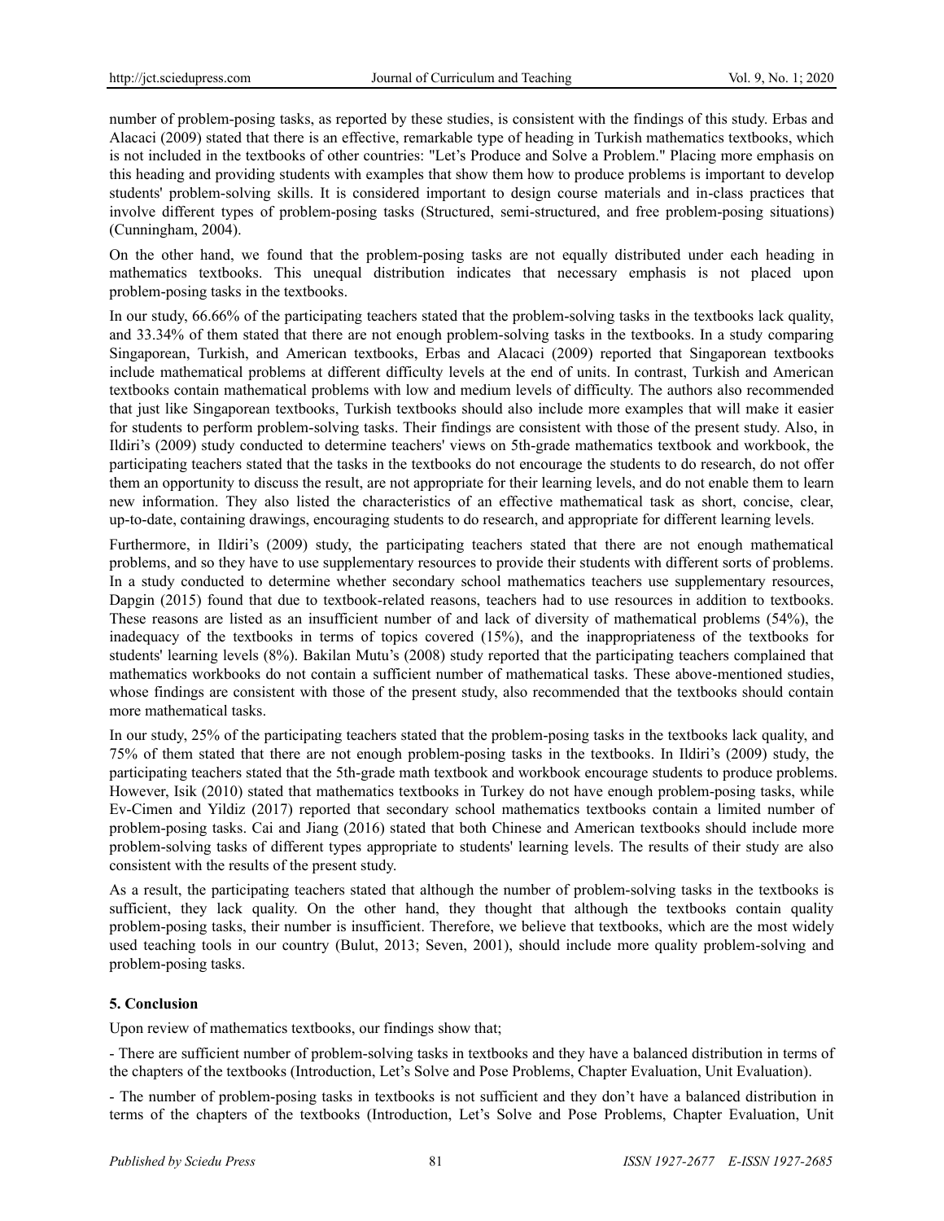number of problem-posing tasks, as reported by these studies, is consistent with the findings of this study. Erbas and Alacaci (2009) stated that there is an effective, remarkable type of heading in Turkish mathematics textbooks, which is not included in the textbooks of other countries: "Let's Produce and Solve a Problem." Placing more emphasis on this heading and providing students with examples that show them how to produce problems is important to develop students' problem-solving skills. It is considered important to design course materials and in-class practices that involve different types of problem-posing tasks (Structured, semi-structured, and free problem-posing situations) (Cunningham, 2004).

On the other hand, we found that the problem-posing tasks are not equally distributed under each heading in mathematics textbooks. This unequal distribution indicates that necessary emphasis is not placed upon problem-posing tasks in the textbooks.

In our study, 66.66% of the participating teachers stated that the problem-solving tasks in the textbooks lack quality, and 33.34% of them stated that there are not enough problem-solving tasks in the textbooks. In a study comparing Singaporean, Turkish, and American textbooks, Erbas and Alacaci (2009) reported that Singaporean textbooks include mathematical problems at different difficulty levels at the end of units. In contrast, Turkish and American textbooks contain mathematical problems with low and medium levels of difficulty. The authors also recommended that just like Singaporean textbooks, Turkish textbooks should also include more examples that will make it easier for students to perform problem-solving tasks. Their findings are consistent with those of the present study. Also, in Ildiri's (2009) study conducted to determine teachers' views on 5th-grade mathematics textbook and workbook, the participating teachers stated that the tasks in the textbooks do not encourage the students to do research, do not offer them an opportunity to discuss the result, are not appropriate for their learning levels, and do not enable them to learn new information. They also listed the characteristics of an effective mathematical task as short, concise, clear, up-to-date, containing drawings, encouraging students to do research, and appropriate for different learning levels.

Furthermore, in Ildiri's (2009) study, the participating teachers stated that there are not enough mathematical problems, and so they have to use supplementary resources to provide their students with different sorts of problems. In a study conducted to determine whether secondary school mathematics teachers use supplementary resources, Dapgin (2015) found that due to textbook-related reasons, teachers had to use resources in addition to textbooks. These reasons are listed as an insufficient number of and lack of diversity of mathematical problems (54%), the inadequacy of the textbooks in terms of topics covered (15%), and the inappropriateness of the textbooks for students' learning levels (8%). Bakilan Mutu's (2008) study reported that the participating teachers complained that mathematics workbooks do not contain a sufficient number of mathematical tasks. These above-mentioned studies, whose findings are consistent with those of the present study, also recommended that the textbooks should contain more mathematical tasks.

In our study, 25% of the participating teachers stated that the problem-posing tasks in the textbooks lack quality, and 75% of them stated that there are not enough problem-posing tasks in the textbooks. In Ildiri's (2009) study, the participating teachers stated that the 5th-grade math textbook and workbook encourage students to produce problems. However, Isik (2010) stated that mathematics textbooks in Turkey do not have enough problem-posing tasks, while Ev-Cimen and Yildiz (2017) reported that secondary school mathematics textbooks contain a limited number of problem-posing tasks. Cai and Jiang (2016) stated that both Chinese and American textbooks should include more problem-solving tasks of different types appropriate to students' learning levels. The results of their study are also consistent with the results of the present study.

As a result, the participating teachers stated that although the number of problem-solving tasks in the textbooks is sufficient, they lack quality. On the other hand, they thought that although the textbooks contain quality problem-posing tasks, their number is insufficient. Therefore, we believe that textbooks, which are the most widely used teaching tools in our country (Bulut, 2013; Seven, 2001), should include more quality problem-solving and problem-posing tasks.

## 5. Conclusion

Upon review of mathematics textbooks, our findings show that;

- There are sufficient number of problem-solving tasks in textbooks and they have a balanced distribution in terms of the chapters of the textbooks (Introduction, Let's Solve and Pose Problems, Chapter Evaluation, Unit Evaluation).

- The number of problem-posing tasks in textbooks is not sufficient and they don't have a balanced distribution in terms of the chapters of the textbooks (Introduction, Let's Solve and Pose Problems, Chapter Evaluation, Unit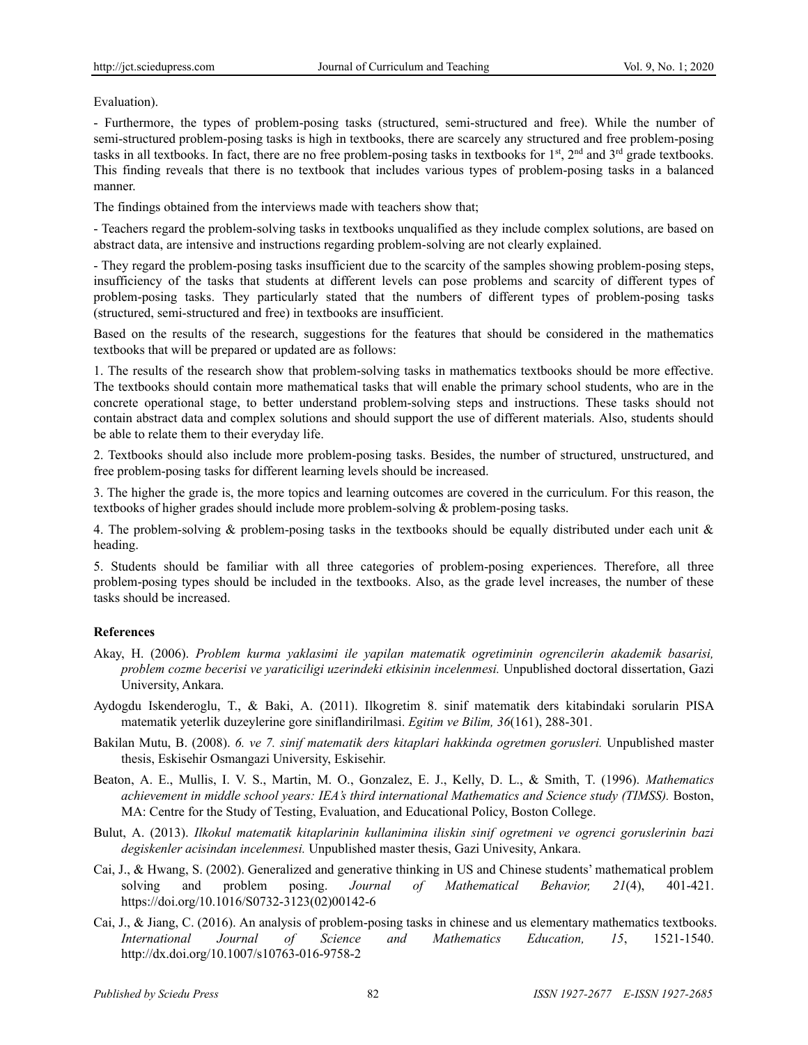Evaluation).

- Furthermore, the types of problem-posing tasks (structured, semi-structured and free). While the number of semi-structured problem-posing tasks is high in textbooks, there are scarcely any structured and free problem-posing tasks in all textbooks. In fact, there are no free problem-posing tasks in textbooks for 1st, 2nd and 3rd grade textbooks. This finding reveals that there is no textbook that includes various types of problem-posing tasks in a balanced manner.

The findings obtained from the interviews made with teachers show that;

- Teachers regard the problem-solving tasks in textbooks unqualified as they include complex solutions, are based on abstract data, are intensive and instructions regarding problem-solving are not clearly explained.

- They regard the problem-posing tasks insufficient due to the scarcity of the samples showing problem-posing steps, insufficiency of the tasks that students at different levels can pose problems and scarcity of different types of problem-posing tasks. They particularly stated that the numbers of different types of problem-posing tasks (structured, semi-structured and free) in textbooks are insufficient.

Based on the results of the research, suggestions for the features that should be considered in the mathematics textbooks that will be prepared or updated are as follows:

1. The results of the research show that problem-solving tasks in mathematics textbooks should be more effective. The textbooks should contain more mathematical tasks that will enable the primary school students, who are in the concrete operational stage, to better understand problem-solving steps and instructions. These tasks should not contain abstract data and complex solutions and should support the use of different materials. Also, students should be able to relate them to their everyday life.

2. Textbooks should also include more problem-posing tasks. Besides, the number of structured, unstructured, and free problem-posing tasks for different learning levels should be increased.

3. The higher the grade is, the more topics and learning outcomes are covered in the curriculum. For this reason, the textbooks of higher grades should include more problem-solving & problem-posing tasks.

4. The problem-solving & problem-posing tasks in the textbooks should be equally distributed under each unit & heading.

5. Students should be familiar with all three categories of problem-posing experiences. Therefore, all three problem-posing types should be included in the textbooks. Also, as the grade level increases, the number of these tasks should be increased.

## References

Akay, H. (2006). *Problem kurma yaklasimi ile yapilan matematik ogretiminin ogrencilerin akademik basarisi, problem cozme becerisi ve yaraticiligi uzerindeki etkisinin incelenmesi.* Unpublished doctoral dissertation, Gazi University, Ankara.

Aydogdu Iskenderoglu, T., & Baki, A. (2011). Ilkogretim 8. sinif matematik ders kitabindaki sorularin PISA matematik yeterlik duzeylerine gore siniflandirilmasi. *Egitim ve Bilim, 36*(161), 288-301.

Bakilan Mutu, B. (2008). *6. ve 7. sinif matematik ders kitaplari hakkinda ogretmen gorusleri.* Unpublished master thesis, Eskisehir Osmangazi University, Eskisehir.

Beaton, A. E., Mullis, I. V. S., Martin, M. O., Gonzalez, E. J., Kelly, D. L., & Smith, T. (1996). *Mathematics achievement in middle school years: IEA's third international Mathematics and Science study (TIMSS).* Boston, MA: Centre for the Study of Testing, Evaluation, and Educational Policy, Boston College.

Bulut, A. (2013). *Ilkokul matematik kitaplarinin kullanimina iliskin sinif ogretmeni ve ogrenci goruslerinin bazi degiskenler acisindan incelenmesi.* Unpublished master thesis, Gazi Univesity, Ankara.

Cai, J., & Hwang, S. (2002). Generalized and generative thinking in US and Chinese students' mathematical problem solving and problem posing. *Journal of Mathematical Behavior, 21*(4), 401-421. https://doi.org/10.1016/S0732-3123(02)00142-6

Cai, J., & Jiang, C. (2016). An analysis of problem-posing tasks in chinese and us elementary mathematics textbooks. *International Journal of Science and Mathematics Education, 15*, 1521-1540. http://dx.doi.org/10.1007/s10763-016-9758-2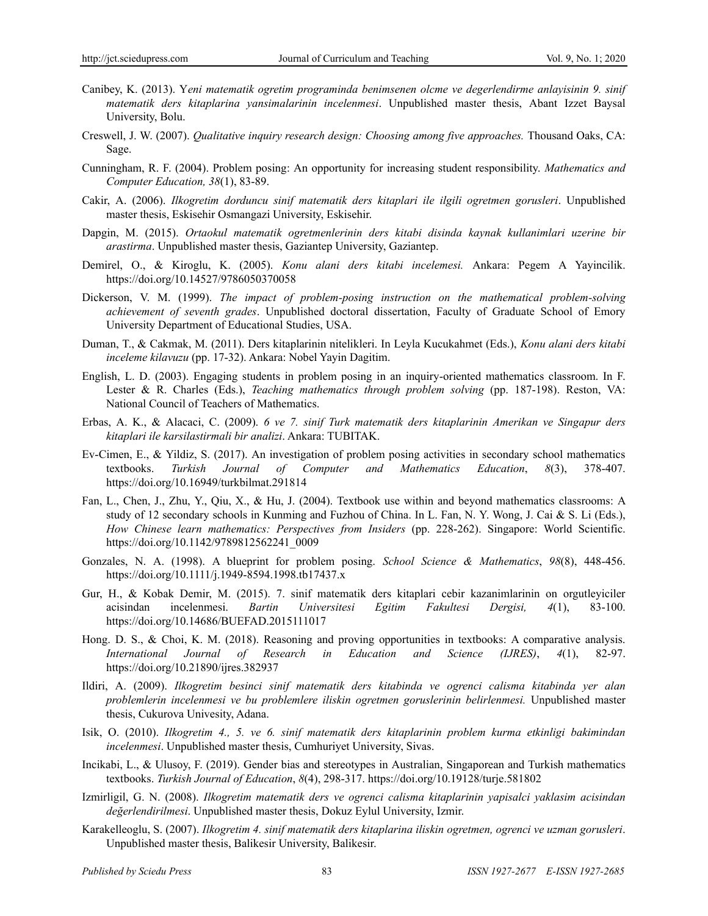Canibey, K. (2013). Y*eni matematik ogretim programinda benimsenen olcme ve degerlendirme anlayisinin 9. sinif matematik ders kitaplarina yansimalarinin incelenmesi*. Unpublished master thesis, Abant Izzet Baysal University, Bolu.

Creswell, J. W. (2007). *Qualitative inquiry research design: Choosing among five approaches.* Thousand Oaks, CA: Sage.

Cunningham, R. F. (2004). Problem posing: An opportunity for increasing student responsibility. *Mathematics and Computer Education, 38*(1), 83-89.

Cakir, A. (2006). *Ilkogretim dorduncu sinif matematik ders kitaplari ile ilgili ogretmen gorusleri*. Unpublished master thesis, Eskisehir Osmangazi University, Eskisehir.

Dapgin, M. (2015). *Ortaokul matematik ogretmenlerinin ders kitabi disinda kaynak kullanimlari uzerine bir arastirma*. Unpublished master thesis, Gaziantep University, Gaziantep.

Demirel, O., & Kiroglu, K. (2005). *Konu alani ders kitabi incelemesi.* Ankara: Pegem A Yayincilik. https://doi.org/10.14527/9786050370058

Dickerson, V. M. (1999). *The impact of problem-posing instruction on the mathematical problem-solving achievement of seventh grades*. Unpublished doctoral dissertation, Faculty of Graduate School of Emory University Department of Educational Studies, USA.

Duman, T., & Cakmak, M. (2011). Ders kitaplarinin nitelikleri. In Leyla Kucukahmet (Eds.), *Konu alani ders kitabi inceleme kilavuzu* (pp. 17-32). Ankara: Nobel Yayin Dagitim.

English, L. D. (2003). Engaging students in problem posing in an inquiry-oriented mathematics classroom. In F. Lester & R. Charles (Eds.), *Teaching mathematics through problem solving* (pp. 187-198). Reston, VA: National Council of Teachers of Mathematics.

Erbas, A. K., & Alacaci, C. (2009). *6 ve 7. sinif Turk matematik ders kitaplarinin Amerikan ve Singapur ders kitaplari ile karsilastirmali bir analizi*. Ankara: TUBITAK.

Ev-Cimen, E., & Yildiz, S. (2017). An investigation of problem posing activities in secondary school mathematics textbooks. *Turkish Journal of Computer and Mathematics Education*, *8*(3), 378-407. https://doi.org/10.16949/turkbilmat.291814

Fan, L., Chen, J., Zhu, Y., Qiu, X., & Hu, J. (2004). Textbook use within and beyond mathematics classrooms: A study of 12 secondary schools in Kunming and Fuzhou of China. In L. Fan, N. Y. Wong, J. Cai & S. Li (Eds.), *How Chinese learn mathematics: Perspectives from Insiders* (pp. 228-262). Singapore: World Scientific. https://doi.org/10.1142/9789812562241_0009

Gonzales, N. A. (1998). A blueprint for problem posing. *School Science & Mathematics*, *98*(8), 448-456. https://doi.org/10.1111/j.1949-8594.1998.tb17437.x

Gur, H., & Kobak Demir, M. (2015). 7. sinif matematik ders kitaplari cebir kazanimlarinin on orgutleyiciler acisindan incelenmesi. *Bartin Universitesi Egitim Fakultesi Dergisi, 4*(1), 83-100. https://doi.org/10.14686/BUEFAD.2015111017

Hong. D. S., & Choi, K. M. (2018). Reasoning and proving opportunities in textbooks: A comparative analysis. *International Journal of Research in Education and Science (IJRES)*, *4*(1), 82-97. https://doi.org/10.21890/ijres.382937

Ildiri, A. (2009). *Ilkogretim besinci sinif matematik ders kitabinda ve ogrenci calisma kitabinda yer alan problemlerin incelenmesi ve bu problemlere iliskin ogretmen goruslerinin belirlenmesi.* Unpublished master thesis, Cukurova Univesity, Adana.

Isik, O. (2010). *Ilkogretim 4., 5. ve 6. sinif matematik ders kitaplarinin problem kurma etkinligi bakimindan incelenmesi*. Unpublished master thesis, Cumhuriyet University, Sivas.

Incikabi, L., & Ulusoy, F. (2019). Gender bias and stereotypes in Australian, Singaporean and Turkish mathematics textbooks. *Turkish Journal of Education*, *8*(4), 298-317. https://doi.org/10.19128/turje.581802

Izmirligil, G. N. (2008). *Ilkogretim matematik ders ve ogrenci calisma kitaplarinin yapisalci yaklasim acisindan değerlendirilmesi*. Unpublished master thesis, Dokuz Eylul University, Izmir.

Karakelleoglu, S. (2007). *Ilkogretim 4. sinif matematik ders kitaplarina iliskin ogretmen, ogrenci ve uzman gorusleri*. Unpublished master thesis, Balikesir University, Balikesir.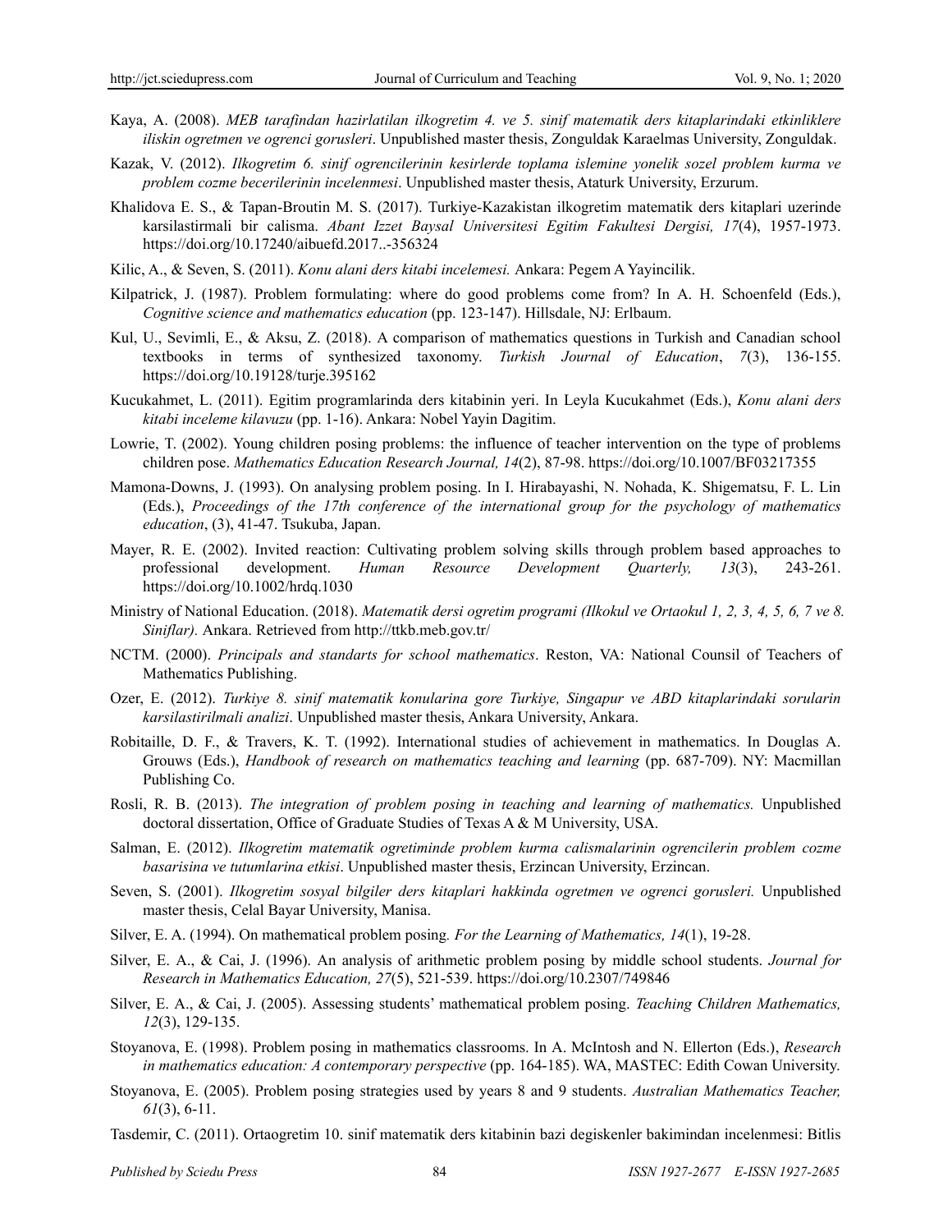Kaya, A. (2008). *MEB tarafindan hazirlatilan ilkogretim 4. ve 5. sinif matematik ders kitaplarindaki etkinliklere iliskin ogretmen ve ogrenci gorusleri*. Unpublished master thesis, Zonguldak Karaelmas University, Zonguldak.

Kazak, V. (2012). *Ilkogretim 6. sinif ogrencilerinin kesirlerde toplama islemine yonelik sozel problem kurma ve problem cozme becerilerinin incelenmesi*. Unpublished master thesis, Ataturk University, Erzurum.

Khalidova E. S., & Tapan-Broutin M. S. (2017). Turkiye-Kazakistan ilkogretim matematik ders kitaplari uzerinde karsilastirmali bir calisma. *Abant Izzet Baysal Universitesi Egitim Fakultesi Dergisi, 17*(4), 1957-1973. https://doi.org/10.17240/aibuefd.2017..-356324

Kilic, A., & Seven, S. (2011). *Konu alani ders kitabi incelemesi.* Ankara: Pegem A Yayincilik.

Kilpatrick, J. (1987). Problem formulating: where do good problems come from? In A. H. Schoenfeld (Eds.), *Cognitive science and mathematics education* (pp. 123-147). Hillsdale, NJ: Erlbaum.

Kul, U., Sevimli, E., & Aksu, Z. (2018). A comparison of mathematics questions in Turkish and Canadian school textbooks in terms of synthesized taxonomy. *Turkish Journal of Education*, *7*(3), 136-155. https://doi.org/10.19128/turje.395162

Kucukahmet, L. (2011). Egitim programlarinda ders kitabinin yeri. In Leyla Kucukahmet (Eds.), *Konu alani ders kitabi inceleme kilavuzu* (pp. 1-16). Ankara: Nobel Yayin Dagitim.

Lowrie, T. (2002). Young children posing problems: the influence of teacher intervention on the type of problems children pose. *Mathematics Education Research Journal, 14*(2), 87-98. https://doi.org/10.1007/BF03217355

Mamona-Downs, J. (1993). On analysing problem posing. In I. Hirabayashi, N. Nohada, K. Shigematsu, F. L. Lin (Eds.), *Proceedings of the 17th conference of the international group for the psychology of mathematics education*, (3), 41-47. Tsukuba, Japan.

Mayer, R. E. (2002). Invited reaction: Cultivating problem solving skills through problem based approaches to professional development. *Human Resource Development Quarterly, 13*(3), 243-261. https://doi.org/10.1002/hrdq.1030

Ministry of National Education. (2018). *Matematik dersi ogretim programi (Ilkokul ve Ortaokul 1, 2, 3, 4, 5, 6, 7 ve 8. Siniflar).* Ankara. Retrieved from http://ttkb.meb.gov.tr/

NCTM. (2000). *Principals and standards for school mathematics*. Reston, VA: National Counsil of Teachers of Mathematics Publishing.

Ozer, E. (2012). *Turkiye 8. sinif matematik konularina gore Turkiye, Singapur ve ABD kitaplarindaki sorularin karsilastirilmali analizi*. Unpublished master thesis, Ankara University, Ankara.

Robitaille, D. F., & Travers, K. T. (1992). International studies of achievement in mathematics. In Douglas A. Grouws (Eds.), *Handbook of research on mathematics teaching and learning* (pp. 687-709). NY: Macmillan Publishing Co.

Rosli, R. B. (2013). *The integration of problem posing in teaching and learning of mathematics.* Unpublished doctoral dissertation, Office of Graduate Studies of Texas A & M University, USA.

Salman, E. (2012). *Ilkogretim matematik ogretiminde problem kurma calismalarinin ogrencilerin problem cozme basarisina ve tutumlarina etkisi*. Unpublished master thesis, Erzincan University, Erzincan.

Seven, S. (2001). *Ilkogretim sosyal bilgiler ders kitaplari hakkinda ogretmen ve ogrenci gorusleri.* Unpublished master thesis, Celal Bayar University, Manisa.

Silver, E. A. (1994). On mathematical problem posing. *For the Learning of Mathematics, 14*(1), 19-28.

Silver, E. A., & Cai, J. (1996). An analysis of arithmetic problem posing by middle school students. *Journal for Research in Mathematics Education, 27*(5), 521-539. https://doi.org/10.2307/749846

Silver, E. A., & Cai, J. (2005). Assessing students' mathematical problem posing. *Teaching Children Mathematics, 12*(3), 129-135.

Stoyanova, E. (1998). Problem posing in mathematics classrooms. In A. McIntosh and N. Ellerton (Eds.), *Research in mathematics education: A contemporary perspective* (pp. 164-185). WA, MASTEC: Edith Cowan University.

Stoyanova, E. (2005). Problem posing strategies used by years 8 and 9 students. *Australian Mathematics Teacher, 61*(3), 6-11.

Tasdemir, C. (2011). Ortaogretim 10. sinif matematik ders kitabinin bazi degiskenler bakimindan incelenmesi: Bitlis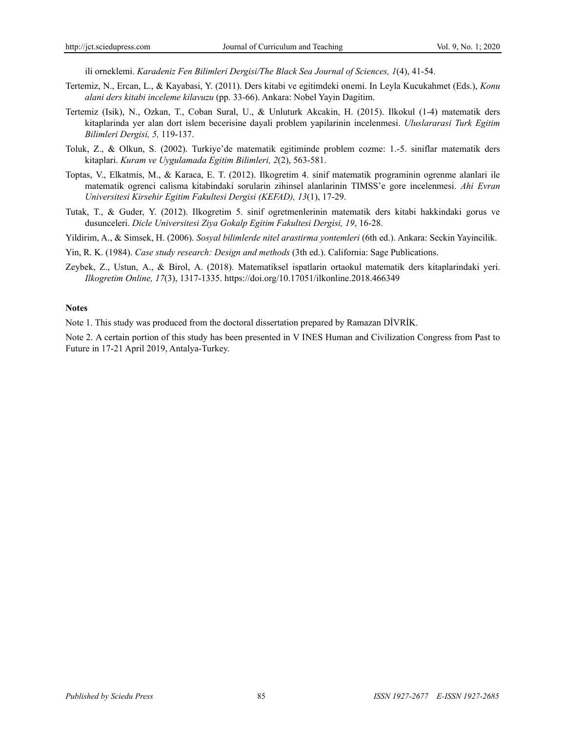ili orneklemi. *Karadeniz Fen Bilimleri Dergisi/The Black Sea Journal of Sciences, 1*(4), 41-54.

Tertemiz, N., Ercan, L., & Kayabasi, Y. (2011). Ders kitabi ve egitimdeki onemi. In Leyla Kucukahmet (Eds.), *Konu alani ders kitabi inceleme kilavuzu* (pp. 33-66). Ankara: Nobel Yayin Dagitim.

Tertemiz (Isik), N., Ozkan, T., Coban Sural, U., & Unluturk Akcakin, H. (2015). Ilkokul (1-4) matematik ders kitaplarinda yer alan dort islem becerisine dayali problem yapilarinin incelenmesi. *Uluslararasi Turk Egitim Bilimleri Dergisi, 5,* 119-137.

Toluk, Z., & Olkun, S. (2002). Turkiye'de matematik egitiminde problem cozme: 1.-5. siniflar matematik ders kitaplari. *Kuram ve Uygulamada Egitim Bilimleri, 2*(2), 563-581.

Toptas, V., Elkatmis, M., & Karaca, E. T. (2012). Ilkogretim 4. sinif matematik programinin ogrenme alanlari ile matematik ogrenci calisma kitabindaki sorularin zihinsel alanlarinin TIMSS'e gore incelenmesi. *Ahi Evran Universitesi Kirsehir Egitim Fakultesi Dergisi (KEFAD), 13*(1), 17-29.

Tutak, T., & Guder, Y. (2012). Ilkogretim 5. sinif ogretmenlerinin matematik ders kitabi hakkindaki gorus ve dusunceleri. *Dicle Universitesi Ziya Gokalp Egitim Fakultesi Dergisi, 19*, 16-28.

Yildirim, A., & Simsek, H. (2006). *Sosyal bilimlerde nitel arastirma yontemleri* (6th ed.). Ankara: Seckin Yayincilik.

Yin, R. K. (1984). *Case study research: Design and methods* (3th ed.). California: Sage Publications.

Zeybek, Z., Ustun, A., & Birol, A. (2018). Matematiksel ispatlarin ortaokul matematik ders kitaplarindaki yeri. *Ilkogretim Online, 17*(3), 1317-1335. https://doi.org/10.17051/ilkonline.2018.466349

**Notes**

Note 1. This study was produced from the doctoral dissertation prepared by Ramazan DİVRİK.

Note 2. A certain portion of this study has been presented in V INES Human and Civilization Congress from Past to Future in 17-21 April 2019, Antalya-Turkey.